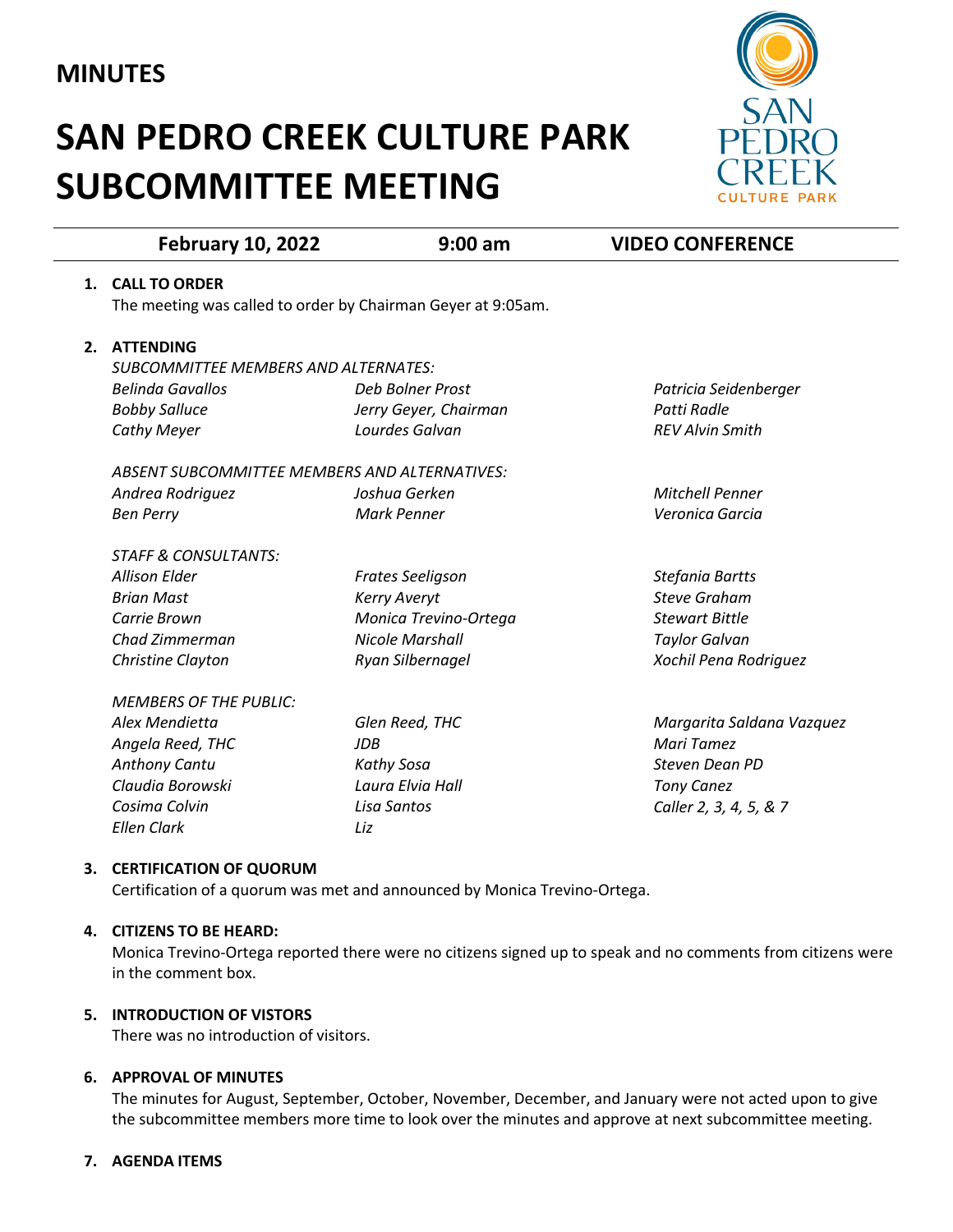# MINUTES

# SAN PEDRO CREEK CULTURE PARK SUBCOMMITTEE MEETING

| February 10, 2022 | 9:00 am | VIDEO CONFERENCE |
|---|---|---|

**1. CALL TO ORDER**

The meeting was called to order by Chairman Geyer at 9:05am.

**2. ATTENDING**

*SUBCOMMITTEE MEMBERS AND ALTERNATES:*

*Belinda Gavallos*
*Bobby Salluce*
*Cathy Meyer*
*Deb Bolner Prost*
*Jerry Geyer, Chairman*
*Lourdes Galvan*
*Patricia Seidenberger*
*Patti Radle*
*REV Alvin Smith*

*ABSENT SUBCOMMITTEE MEMBERS AND ALTERNATIVES:*

*Andrea Rodriguez*
*Ben Perry*
*Joshua Gerken*
*Mark Penner*
*Mitchell Penner*
*Veronica Garcia*

*STAFF & CONSULTANTS:*

*Allison Elder*
*Brian Mast*
*Carrie Brown*
*Chad Zimmerman*
*Christine Clayton*
*Frates Seeligson*
*Kerry Averyt*
*Monica Trevino-Ortega*
*Nicole Marshall*
*Ryan Silbernagel*
*Stefania Bartts*
*Steve Graham*
*Stewart Bittle*
*Taylor Galvan*
*Xochil Pena Rodriguez*

*MEMBERS OF THE PUBLIC:*

*Alex Mendietta*
*Angela Reed, THC*
*Anthony Cantu*
*Claudia Borowski*
*Cosima Colvin*
*Ellen Clark*
*Glen Reed, THC*
*JDB*
*Kathy Sosa*
*Laura Elvia Hall*
*Lisa Santos*
*Liz*
*Margarita Saldana Vazquez*
*Mari Tamez*
*Steven Dean PD*
*Tony Canez*
*Caller 2, 3, 4, 5, & 7*

**3. CERTIFICATION OF QUORUM**

Certification of a quorum was met and announced by Monica Trevino-Ortega.

**4. CITIZENS TO BE HEARD:**

Monica Trevino-Ortega reported there were no citizens signed up to speak and no comments from citizens were in the comment box.

**5. INTRODUCTION OF VISTORS**

There was no introduction of visitors.

**6. APPROVAL OF MINUTES**

The minutes for August, September, October, November, December, and January were not acted upon to give the subcommittee members more time to look over the minutes and approve at next subcommittee meeting.

**7. AGENDA ITEMS**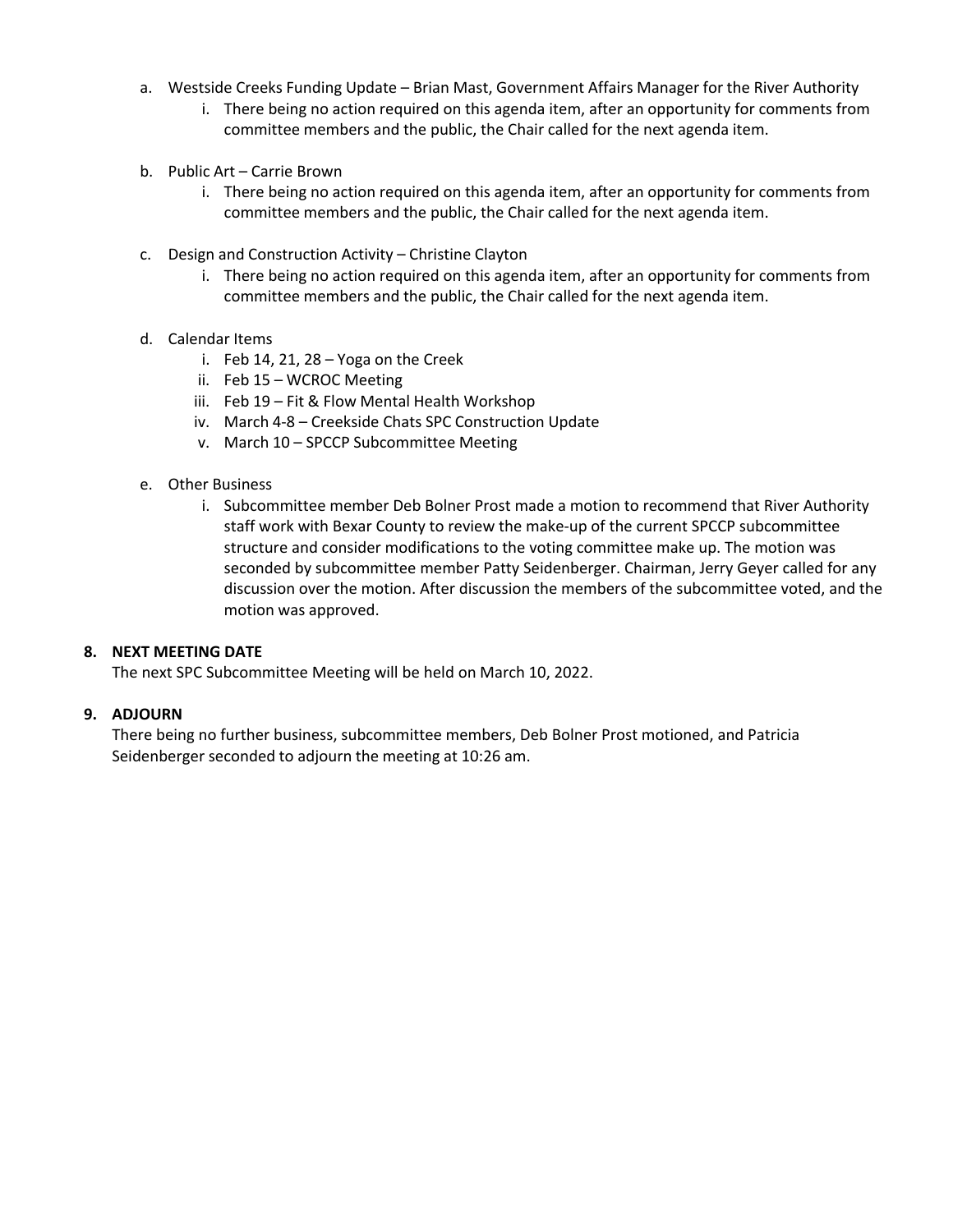a. Westside Creeks Funding Update – Brian Mast, Government Affairs Manager for the River Authority
    i. There being no action required on this agenda item, after an opportunity for comments from committee members and the public, the Chair called for the next agenda item.

b. Public Art – Carrie Brown
    i. There being no action required on this agenda item, after an opportunity for comments from committee members and the public, the Chair called for the next agenda item.

c. Design and Construction Activity – Christine Clayton
    i. There being no action required on this agenda item, after an opportunity for comments from committee members and the public, the Chair called for the next agenda item.

d. Calendar Items
    i. Feb 14, 21, 28 – Yoga on the Creek
    ii. Feb 15 – WCROC Meeting
    iii. Feb 19 – Fit & Flow Mental Health Workshop
    iv. March 4-8 – Creekside Chats SPC Construction Update
    v. March 10 – SPCCP Subcommittee Meeting

e. Other Business
    i. Subcommittee member Deb Bolner Prost made a motion to recommend that River Authority staff work with Bexar County to review the make-up of the current SPCCP subcommittee structure and consider modifications to the voting committee make up. The motion was seconded by subcommittee member Patty Seidenberger. Chairman, Jerry Geyer called for any discussion over the motion. After discussion the members of the subcommittee voted, and the motion was approved.

**8. NEXT MEETING DATE**

The next SPC Subcommittee Meeting will be held on March 10, 2022.

**9. ADJOURN**

There being no further business, subcommittee members, Deb Bolner Prost motioned, and Patricia Seidenberger seconded to adjourn the meeting at 10:26 am.